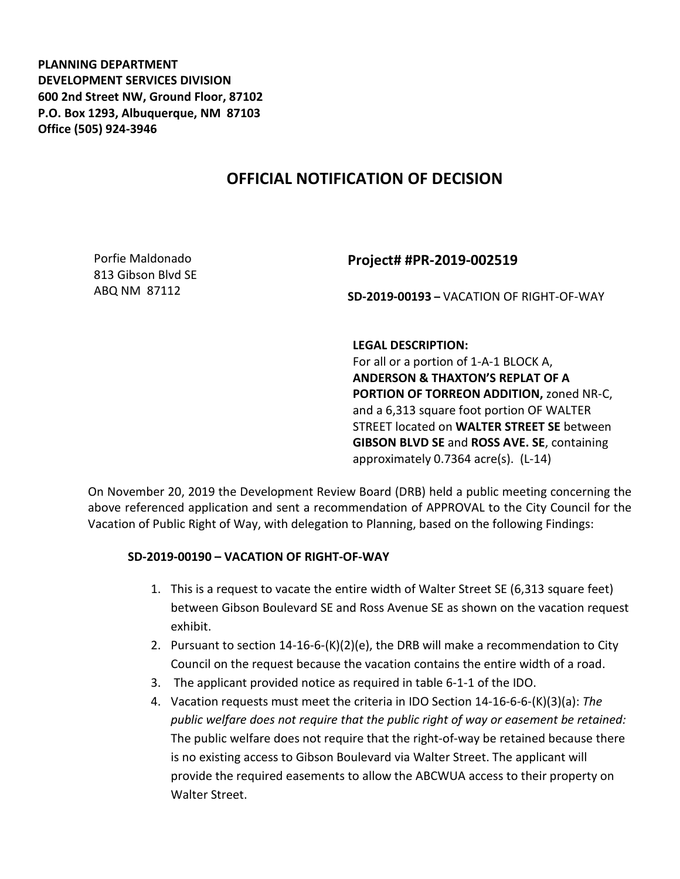**PLANNING DEPARTMENT**
**DEVELOPMENT SERVICES DIVISION**
**600 2nd Street NW, Ground Floor, 87102**
**P.O. Box 1293, Albuquerque, NM 87103**
**Office (505) 924-3946**

# OFFICIAL NOTIFICATION OF DECISION

Porfie Maldonado
813 Gibson Blvd SE
ABQ NM 87112

## Project# #PR-2019-002519

**SD-2019-00193 –** VACATION OF RIGHT-OF-WAY

**LEGAL DESCRIPTION:**
For all or a portion of 1-A-1 BLOCK A, **ANDERSON & THAXTON'S REPLAT OF A PORTION OF TORREON ADDITION,** zoned NR-C, and a 6,313 square foot portion OF WALTER STREET located on **WALTER STREET SE** between **GIBSON BLVD SE** and **ROSS AVE. SE**, containing approximately 0.7364 acre(s). (L-14)

On November 20, 2019 the Development Review Board (DRB) held a public meeting concerning the above referenced application and sent a recommendation of APPROVAL to the City Council for the Vacation of Public Right of Way, with delegation to Planning, based on the following Findings:

**SD-2019-00190 – VACATION OF RIGHT-OF-WAY**

1. This is a request to vacate the entire width of Walter Street SE (6,313 square feet) between Gibson Boulevard SE and Ross Avenue SE as shown on the vacation request exhibit.
2. Pursuant to section 14-16-6-(K)(2)(e), the DRB will make a recommendation to City Council on the request because the vacation contains the entire width of a road.
3. The applicant provided notice as required in table 6-1-1 of the IDO.
4. Vacation requests must meet the criteria in IDO Section 14-16-6-6-(K)(3)(a): *The public welfare does not require that the public right of way or easement be retained:* The public welfare does not require that the right-of-way be retained because there is no existing access to Gibson Boulevard via Walter Street. The applicant will provide the required easements to allow the ABCWUA access to their property on Walter Street.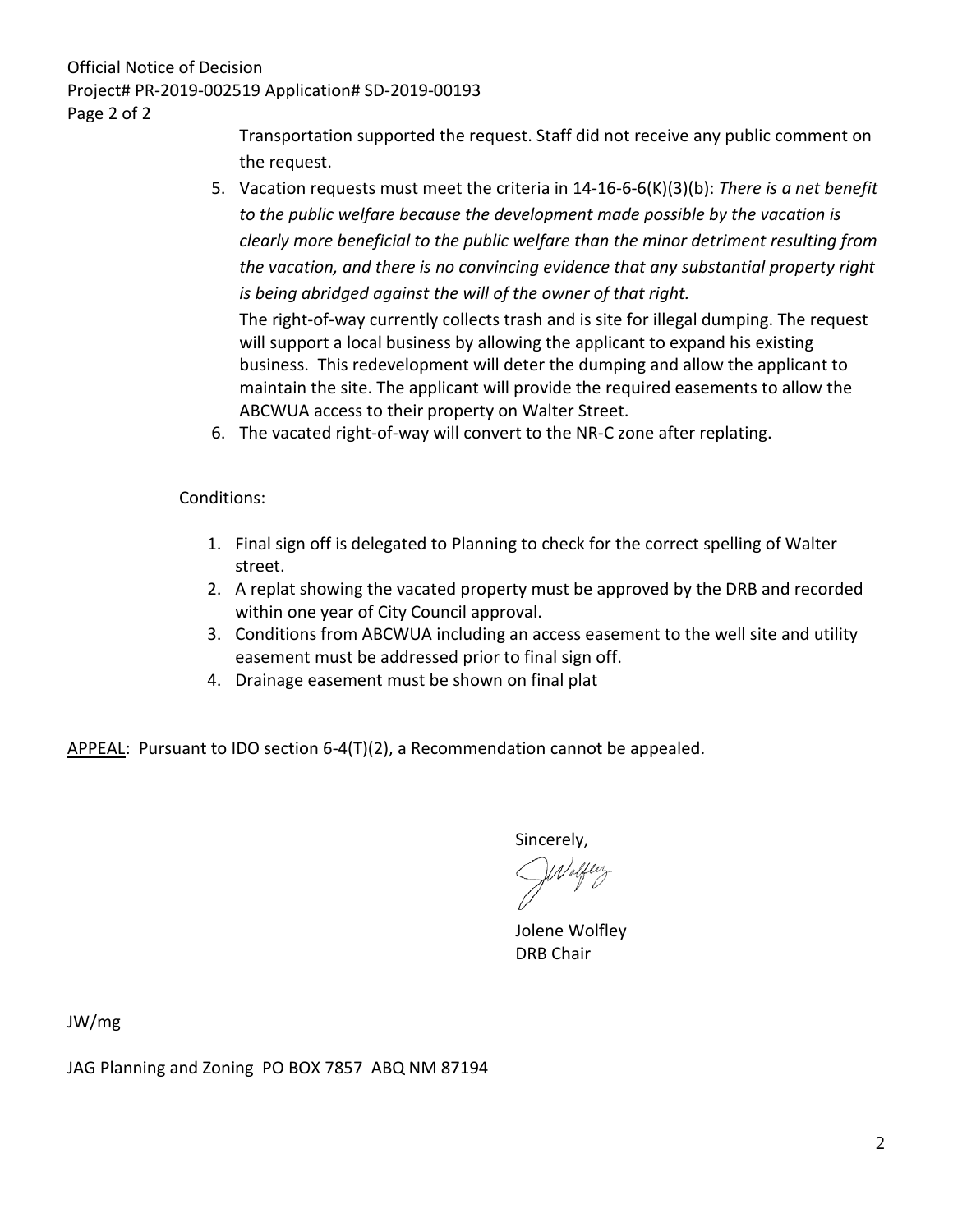Transportation supported the request. Staff did not receive any public comment on the request.

5. Vacation requests must meet the criteria in 14-16-6-6(K)(3)(b): *There is a net benefit to the public welfare because the development made possible by the vacation is clearly more beneficial to the public welfare than the minor detriment resulting from the vacation, and there is no convincing evidence that any substantial property right is being abridged against the will of the owner of that right.*

   The right-of-way currently collects trash and is site for illegal dumping. The request will support a local business by allowing the applicant to expand his existing business. This redevelopment will deter the dumping and allow the applicant to maintain the site. The applicant will provide the required easements to allow the ABCWUA access to their property on Walter Street.

6. The vacated right-of-way will convert to the NR-C zone after replating.

Conditions:

1. Final sign off is delegated to Planning to check for the correct spelling of Walter street.
2. A replat showing the vacated property must be approved by the DRB and recorded within one year of City Council approval.
3. Conditions from ABCWUA including an access easement to the well site and utility easement must be addressed prior to final sign off.
4. Drainage easement must be shown on final plat

APPEAL: Pursuant to IDO section 6-4(T)(2), a Recommendation cannot be appealed.

Sincerely,

Jolene Wolfley
DRB Chair

JW/mg

JAG Planning and Zoning PO BOX 7857 ABQ NM 87194